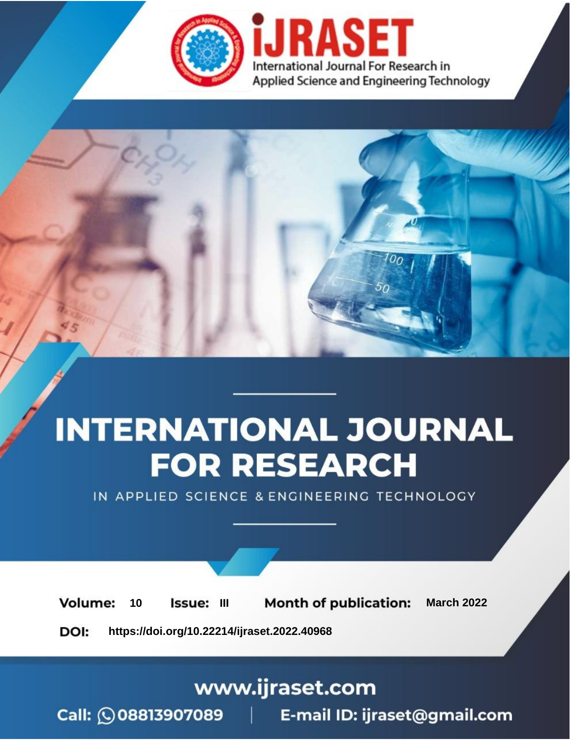iJRASET

International Journal For Research in Applied Science and Engineering Technology

# INTERNATIONAL JOURNAL FOR RESEARCH

IN APPLIED SCIENCE & ENGINEERING TECHNOLOGY

**Volume:** 10 **Issue:** III **Month of publication:** March 2022

**DOI:** https://doi.org/10.22214/ijraset.2022.40968

www.ijraset.com

Call: 08813907089 | E-mail ID: ijraset@gmail.com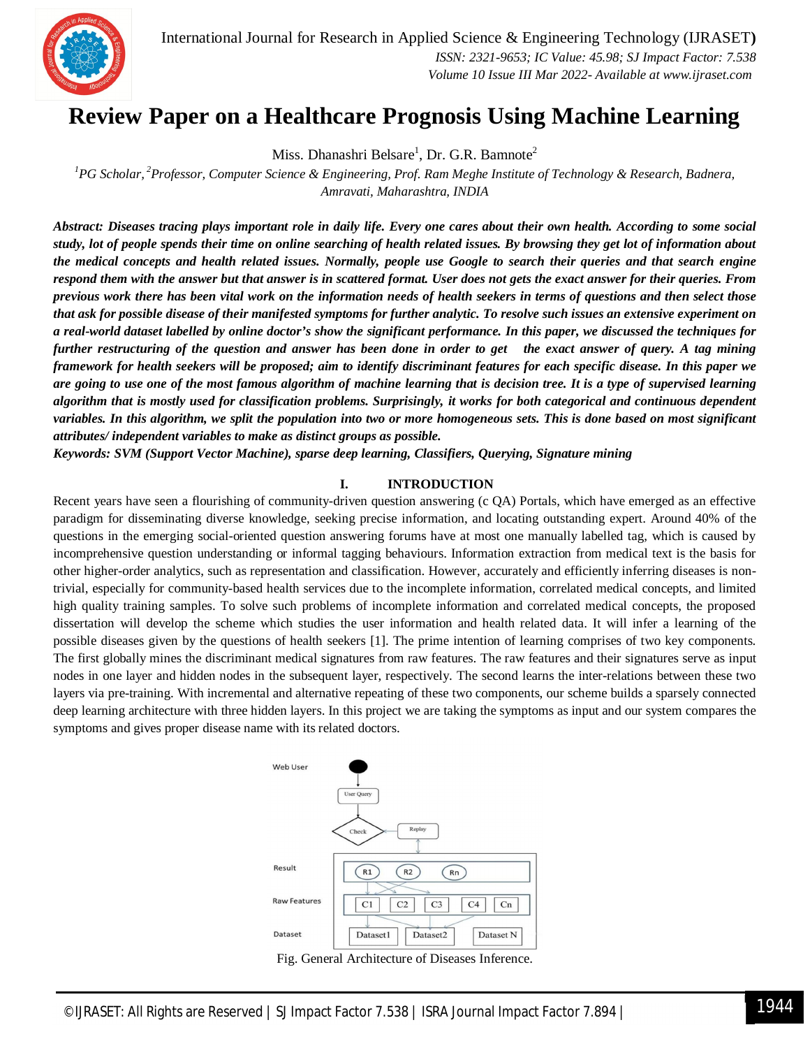# Review Paper on a Healthcare Prognosis Using Machine Learning

Miss. Dhanashri Belsare[1], Dr. G.R. Bamnote[2]

[1]*PG Scholar,* [2]*Professor, Computer Science & Engineering, Prof. Ram Meghe Institute of Technology & Research, Badnera, Amravati, Maharashtra, INDIA*

***Abstract: Diseases tracing plays important role in daily life. Every one cares about their own health. According to some social study, lot of people spends their time on online searching of health related issues. By browsing they get lot of information about the medical concepts and health related issues. Normally, people use Google to search their queries and that search engine respond them with the answer but that answer is in scattered format. User does not gets the exact answer for their queries. From previous work there has been vital work on the information needs of health seekers in terms of questions and then select those that ask for possible disease of their manifested symptoms for further analytic. To resolve such issues an extensive experiment on a real-world dataset labelled by online doctor's show the significant performance. In this paper, we discussed the techniques for further restructuring of the question and answer has been done in order to get the exact answer of query. A tag mining framework for health seekers will be proposed; aim to identify discriminant features for each specific disease. In this paper we are going to use one of the most famous algorithm of machine learning that is decision tree. It is a type of supervised learning algorithm that is mostly used for classification problems. Surprisingly, it works for both categorical and continuous dependent variables. In this algorithm, we split the population into two or more homogeneous sets. This is done based on most significant attributes/ independent variables to make as distinct groups as possible.***

***Keywords: SVM (Support Vector Machine), sparse deep learning, Classifiers, Querying, Signature mining***

## I. INTRODUCTION

Recent years have seen a flourishing of community-driven question answering (c QA) Portals, which have emerged as an effective paradigm for disseminating diverse knowledge, seeking precise information, and locating outstanding expert. Around 40% of the questions in the emerging social-oriented question answering forums have at most one manually labelled tag, which is caused by incomprehensive question understanding or informal tagging behaviours. Information extraction from medical text is the basis for other higher-order analytics, such as representation and classification. However, accurately and efficiently inferring diseases is non-trivial, especially for community-based health services due to the incomplete information, correlated medical concepts, and limited high quality training samples. To solve such problems of incomplete information and correlated medical concepts, the proposed dissertation will develop the scheme which studies the user information and health related data. It will infer a learning of the possible diseases given by the questions of health seekers [1]. The prime intention of learning comprises of two key components. The first globally mines the discriminant medical signatures from raw features. The raw features and their signatures serve as input nodes in one layer and hidden nodes in the subsequent layer, respectively. The second learns the inter-relations between these two layers via pre-training. With incremental and alternative repeating of these two components, our scheme builds a sparsely connected deep learning architecture with three hidden layers. In this project we are taking the symptoms as input and our system compares the symptoms and gives proper disease name with its related doctors.

Fig. General Architecture of Diseases Inference.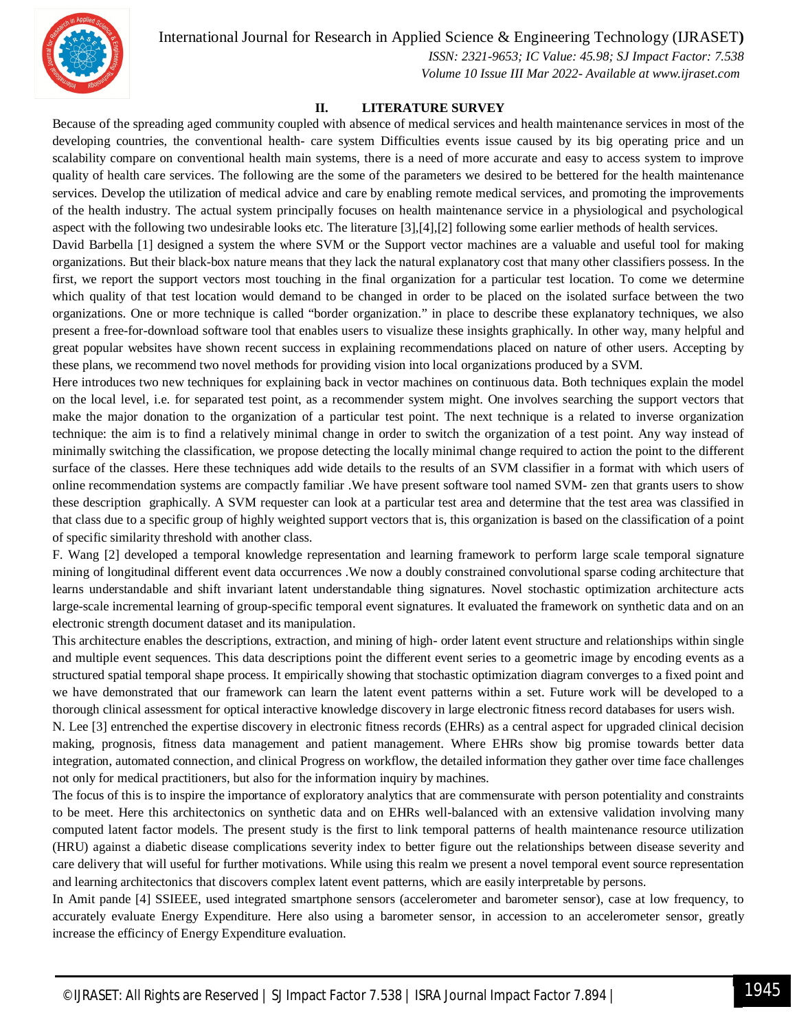## II. LITERATURE SURVEY

Because of the spreading aged community coupled with absence of medical services and health maintenance services in most of the developing countries, the conventional health- care system Difficulties events issue caused by its big operating price and un scalability compare on conventional health main systems, there is a need of more accurate and easy to access system to improve quality of health care services. The following are the some of the parameters we desired to be bettered for the health maintenance services. Develop the utilization of medical advice and care by enabling remote medical services, and promoting the improvements of the health industry. The actual system principally focuses on health maintenance service in a physiological and psychological aspect with the following two undesirable looks etc. The literature [3],[4],[2] following some earlier methods of health services.

David Barbella [1] designed a system the where SVM or the Support vector machines are a valuable and useful tool for making organizations. But their black-box nature means that they lack the natural explanatory cost that many other classifiers possess. In the first, we report the support vectors most touching in the final organization for a particular test location. To come we determine which quality of that test location would demand to be changed in order to be placed on the isolated surface between the two organizations. One or more technique is called "border organization." in place to describe these explanatory techniques, we also present a free-for-download software tool that enables users to visualize these insights graphically. In other way, many helpful and great popular websites have shown recent success in explaining recommendations placed on nature of other users. Accepting by these plans, we recommend two novel methods for providing vision into local organizations produced by a SVM.

Here introduces two new techniques for explaining back in vector machines on continuous data. Both techniques explain the model on the local level, i.e. for separated test point, as a recommender system might. One involves searching the support vectors that make the major donation to the organization of a particular test point. The next technique is a related to inverse organization technique: the aim is to find a relatively minimal change in order to switch the organization of a test point. Any way instead of minimally switching the classification, we propose detecting the locally minimal change required to action the point to the different surface of the classes. Here these techniques add wide details to the results of an SVM classifier in a format with which users of online recommendation systems are compactly familiar .We have present software tool named SVM- zen that grants users to show these description graphically. A SVM requester can look at a particular test area and determine that the test area was classified in that class due to a specific group of highly weighted support vectors that is, this organization is based on the classification of a point of specific similarity threshold with another class.

F. Wang [2] developed a temporal knowledge representation and learning framework to perform large scale temporal signature mining of longitudinal different event data occurrences .We now a doubly constrained convolutional sparse coding architecture that learns understandable and shift invariant latent understandable thing signatures. Novel stochastic optimization architecture acts large-scale incremental learning of group-specific temporal event signatures. It evaluated the framework on synthetic data and on an electronic strength document dataset and its manipulation.

This architecture enables the descriptions, extraction, and mining of high- order latent event structure and relationships within single and multiple event sequences. This data descriptions point the different event series to a geometric image by encoding events as a structured spatial temporal shape process. It empirically showing that stochastic optimization diagram converges to a fixed point and we have demonstrated that our framework can learn the latent event patterns within a set. Future work will be developed to a thorough clinical assessment for optical interactive knowledge discovery in large electronic fitness record databases for users wish.

N. Lee [3] entrenched the expertise discovery in electronic fitness records (EHRs) as a central aspect for upgraded clinical decision making, prognosis, fitness data management and patient management. Where EHRs show big promise towards better data integration, automated connection, and clinical Progress on workflow, the detailed information they gather over time face challenges not only for medical practitioners, but also for the information inquiry by machines.

The focus of this is to inspire the importance of exploratory analytics that are commensurate with person potentiality and constraints to be meet. Here this architectonics on synthetic data and on EHRs well-balanced with an extensive validation involving many computed latent factor models. The present study is the first to link temporal patterns of health maintenance resource utilization (HRU) against a diabetic disease complications severity index to better figure out the relationships between disease severity and care delivery that will useful for further motivations. While using this realm we present a novel temporal event source representation and learning architectonics that discovers complex latent event patterns, which are easily interpretable by persons.

In Amit pande [4] SSIEEE, used integrated smartphone sensors (accelerometer and barometer sensor), case at low frequency, to accurately evaluate Energy Expenditure. Here also using a barometer sensor, in accession to an accelerometer sensor, greatly increase the efficincy of Energy Expenditure evaluation.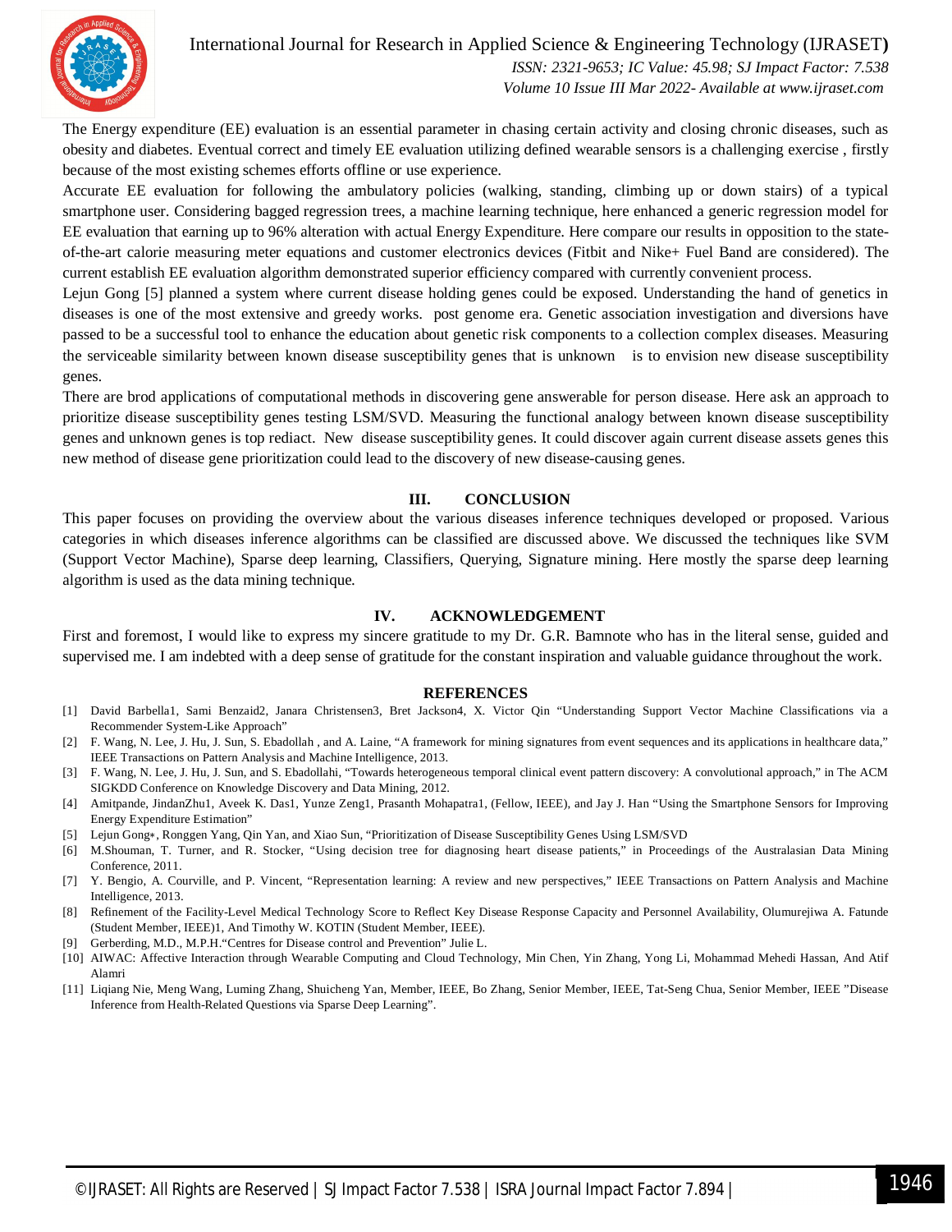The Energy expenditure (EE) evaluation is an essential parameter in chasing certain activity and closing chronic diseases, such as obesity and diabetes. Eventual correct and timely EE evaluation utilizing defined wearable sensors is a challenging exercise , firstly because of the most existing schemes efforts offline or use experience.

Accurate EE evaluation for following the ambulatory policies (walking, standing, climbing up or down stairs) of a typical smartphone user. Considering bagged regression trees, a machine learning technique, here enhanced a generic regression model for EE evaluation that earning up to 96% alteration with actual Energy Expenditure. Here compare our results in opposition to the state-of-the-art calorie measuring meter equations and customer electronics devices (Fitbit and Nike+ Fuel Band are considered). The current establish EE evaluation algorithm demonstrated superior efficiency compared with currently convenient process.

Lejun Gong [5] planned a system where current disease holding genes could be exposed. Understanding the hand of genetics in diseases is one of the most extensive and greedy works. post genome era. Genetic association investigation and diversions have passed to be a successful tool to enhance the education about genetic risk components to a collection complex diseases. Measuring the serviceable similarity between known disease susceptibility genes that is unknown is to envision new disease susceptibility genes.

There are brod applications of computational methods in discovering gene answerable for person disease. Here ask an approach to prioritize disease susceptibility genes testing LSM/SVD. Measuring the functional analogy between known disease susceptibility genes and unknown genes is top rediact. New disease susceptibility genes. It could discover again current disease assets genes this new method of disease gene prioritization could lead to the discovery of new disease-causing genes.

## III. CONCLUSION

This paper focuses on providing the overview about the various diseases inference techniques developed or proposed. Various categories in which diseases inference algorithms can be classified are discussed above. We discussed the techniques like SVM (Support Vector Machine), Sparse deep learning, Classifiers, Querying, Signature mining. Here mostly the sparse deep learning algorithm is used as the data mining technique.

## IV. ACKNOWLEDGEMENT

First and foremost, I would like to express my sincere gratitude to my Dr. G.R. Bamnote who has in the literal sense, guided and supervised me. I am indebted with a deep sense of gratitude for the constant inspiration and valuable guidance throughout the work.

## REFERENCES

[1] David Barbella1, Sami Benzaid2, Janara Christensen3, Bret Jackson4, X. Victor Qin "Understanding Support Vector Machine Classifications via a Recommender System-Like Approach"

[2] F. Wang, N. Lee, J. Hu, J. Sun, S. Ebadollah , and A. Laine, "A framework for mining signatures from event sequences and its applications in healthcare data," IEEE Transactions on Pattern Analysis and Machine Intelligence, 2013.

[3] F. Wang, N. Lee, J. Hu, J. Sun, and S. Ebadollahi, "Towards heterogeneous temporal clinical event pattern discovery: A convolutional approach," in The ACM SIGKDD Conference on Knowledge Discovery and Data Mining, 2012.

[4] Amitpande, JindanZhu1, Aveek K. Das1, Yunze Zeng1, Prasanth Mohapatra1, (Fellow, IEEE), and Jay J. Han "Using the Smartphone Sensors for Improving Energy Expenditure Estimation"

[5] Lejun Gong*, Ronggen Yang, Qin Yan, and Xiao Sun, "Prioritization of Disease Susceptibility Genes Using LSM/SVD

[6] M.Shouman, T. Turner, and R. Stocker, "Using decision tree for diagnosing heart disease patients," in Proceedings of the Australasian Data Mining Conference, 2011.

[7] Y. Bengio, A. Courville, and P. Vincent, "Representation learning: A review and new perspectives," IEEE Transactions on Pattern Analysis and Machine Intelligence, 2013.

[8] Refinement of the Facility-Level Medical Technology Score to Reflect Key Disease Response Capacity and Personnel Availability, Olumurejiwa A. Fatunde (Student Member, IEEE)1, And Timothy W. KOTIN (Student Member, IEEE).

[9] Gerberding, M.D., M.P.H."Centres for Disease control and Prevention" Julie L.

[10] AIWAC: Affective Interaction through Wearable Computing and Cloud Technology, Min Chen, Yin Zhang, Yong Li, Mohammad Mehedi Hassan, And Atif Alamri

[11] Liqiang Nie, Meng Wang, Luming Zhang, Shuicheng Yan, Member, IEEE, Bo Zhang, Senior Member, IEEE, Tat-Seng Chua, Senior Member, IEEE "Disease Inference from Health-Related Questions via Sparse Deep Learning".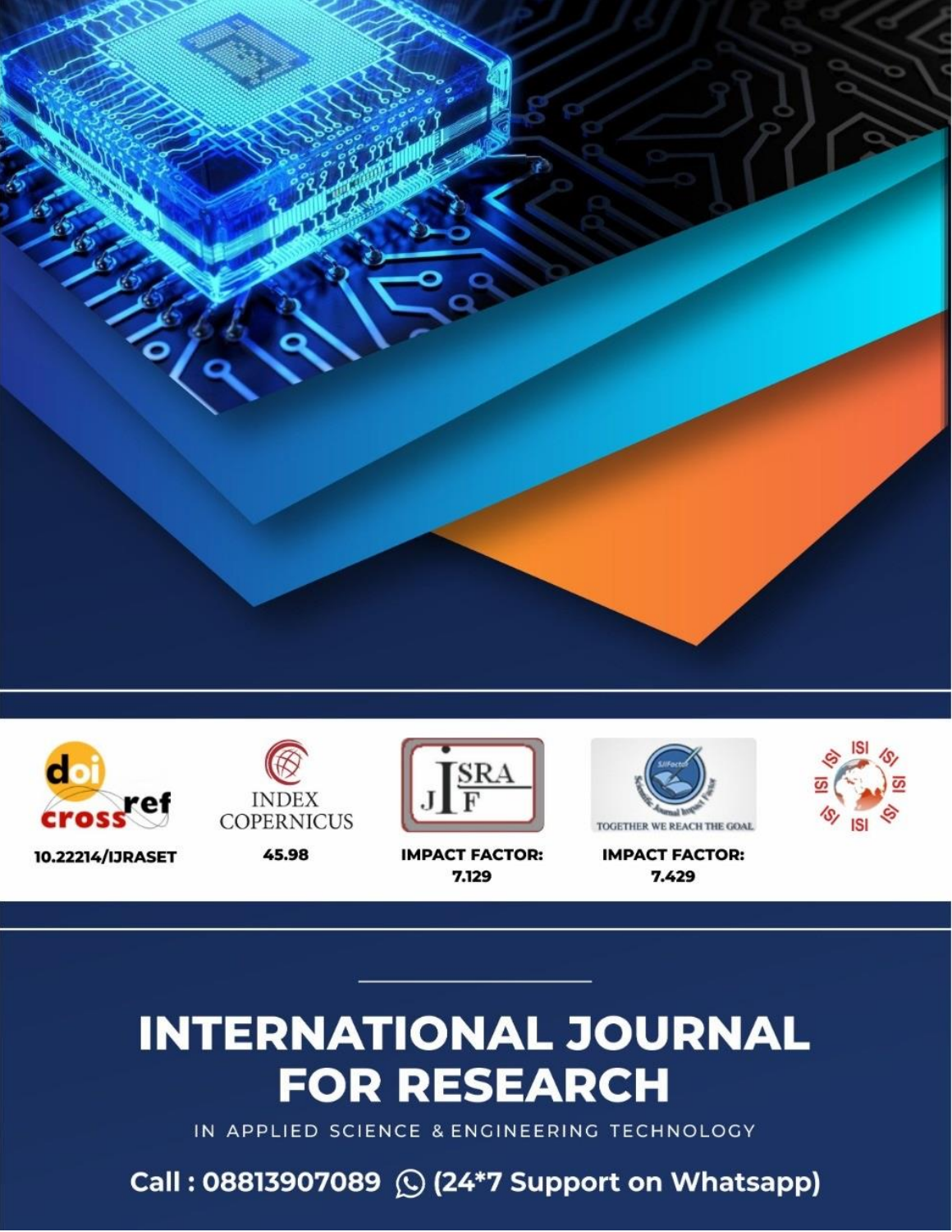10.22214/IJRASET

INDEX COPERNICUS

45.98

IMPACT FACTOR: 7.129

IMPACT FACTOR: 7.429

# INTERNATIONAL JOURNAL FOR RESEARCH

IN APPLIED SCIENCE & ENGINEERING TECHNOLOGY

Call : 08813907089 (24*7 Support on Whatsapp)